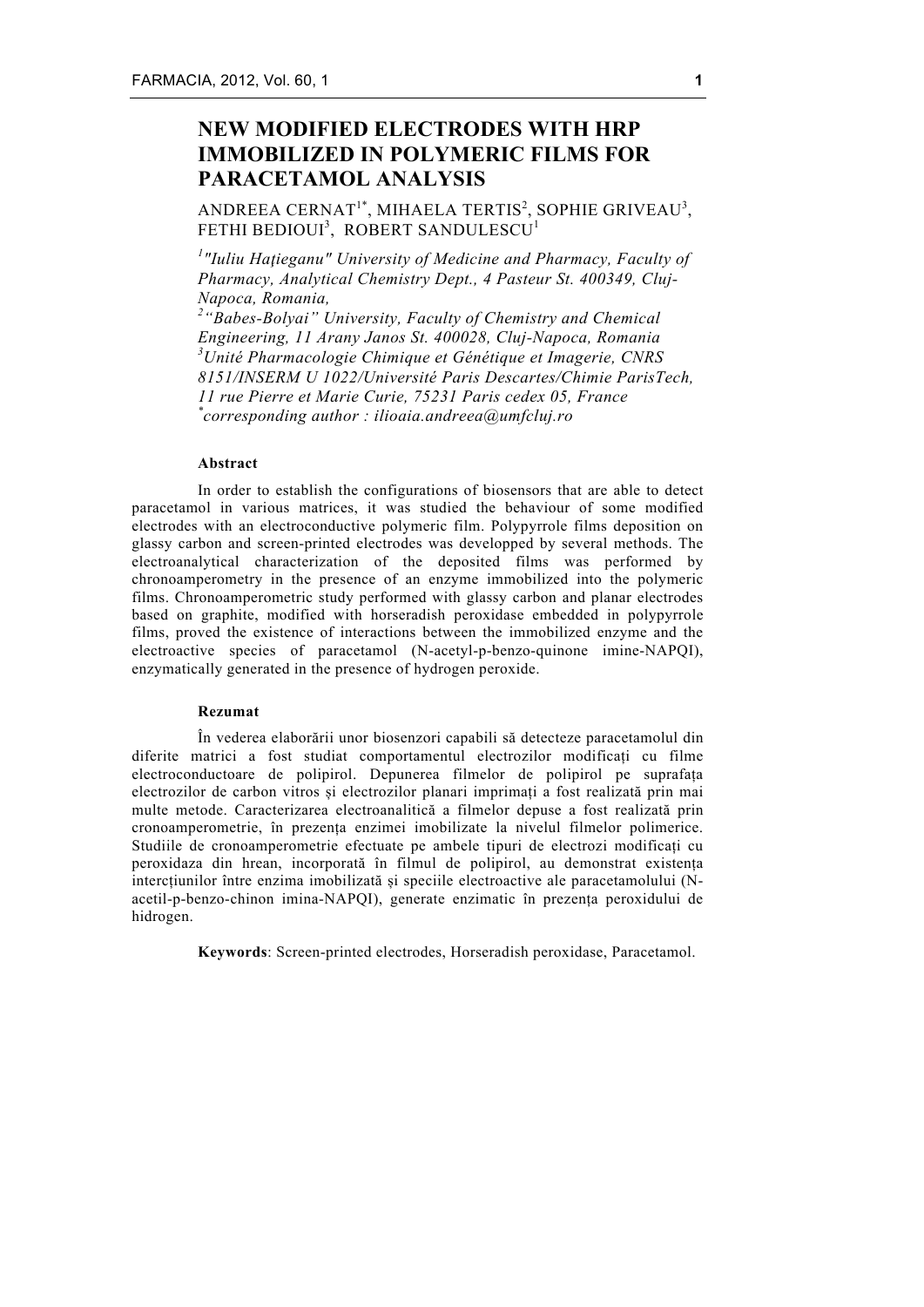# NEW MODIFIED ELECTRODES WITH HRP IMMOBILIZED IN POLYMERIC FILMS FOR PARACETAMOL ANALYSIS

ANDREEA CERNAT[1*], MIHAELA TERTIS[2], SOPHIE GRIVEAU[3], FETHI BEDIOUI[3], ROBERT SANDULESCU[1]

*[1]"Iuliu Haţieganu" University of Medicine and Pharmacy, Faculty of Pharmacy, Analytical Chemistry Dept., 4 Pasteur St. 400349, Cluj-Napoca, Romania,*

*[2]"Babes-Bolyai" University, Faculty of Chemistry and Chemical Engineering, 11 Arany Janos St. 400028, Cluj-Napoca, Romania*

*[3]Unité Pharmacologie Chimique et Génétique et Imagerie, CNRS 8151/INSERM U 1022/Université Paris Descartes/Chimie ParisTech, 11 rue Pierre et Marie Curie, 75231 Paris cedex 05, France*

*[*]corresponding author : ilioaia.andreea@umfcluj.ro*

**Abstract**

In order to establish the configurations of biosensors that are able to detect paracetamol in various matrices, it was studied the behaviour of some modified electrodes with an electroconductive polymeric film. Polypyrrole films deposition on glassy carbon and screen-printed electrodes was developped by several methods. The electroanalytical characterization of the deposited films was performed by chronoamperometry in the presence of an enzyme immobilized into the polymeric films. Chronoamperometric study performed with glassy carbon and planar electrodes based on graphite, modified with horseradish peroxidase embedded in polypyrrole films, proved the existence of interactions between the immobilized enzyme and the electroactive species of paracetamol (N-acetyl-p-benzo-quinone imine-NAPQI), enzymatically generated in the presence of hydrogen peroxide.

**Rezumat**

În vederea elaborării unor biosenzori capabili să detecteze paracetamolul din diferite matrici a fost studiat comportamentul electrozilor modificați cu filme electroconductoare de polipirol. Depunerea filmelor de polipirol pe suprafața electrozilor de carbon vitros și electrozilor planari imprimați a fost realizată prin mai multe metode. Caracterizarea electroanalitică a filmelor depuse a fost realizată prin cronoamperometrie, în prezența enzimei imobilizate la nivelul filmelor polimerice. Studiile de cronoamperometrie efectuate pe ambele tipuri de electrozi modificați cu peroxidaza din hrean, incorporată în filmul de polipirol, au demonstrat existența interacțiunilor între enzima imobilizată și speciile electroactive ale paracetamolului (N-acetil-p-benzo-chinon imina-NAPQI), generate enzimatic în prezența peroxidului de hidrogen.

**Keywords**: Screen-printed electrodes, Horseradish peroxidase, Paracetamol.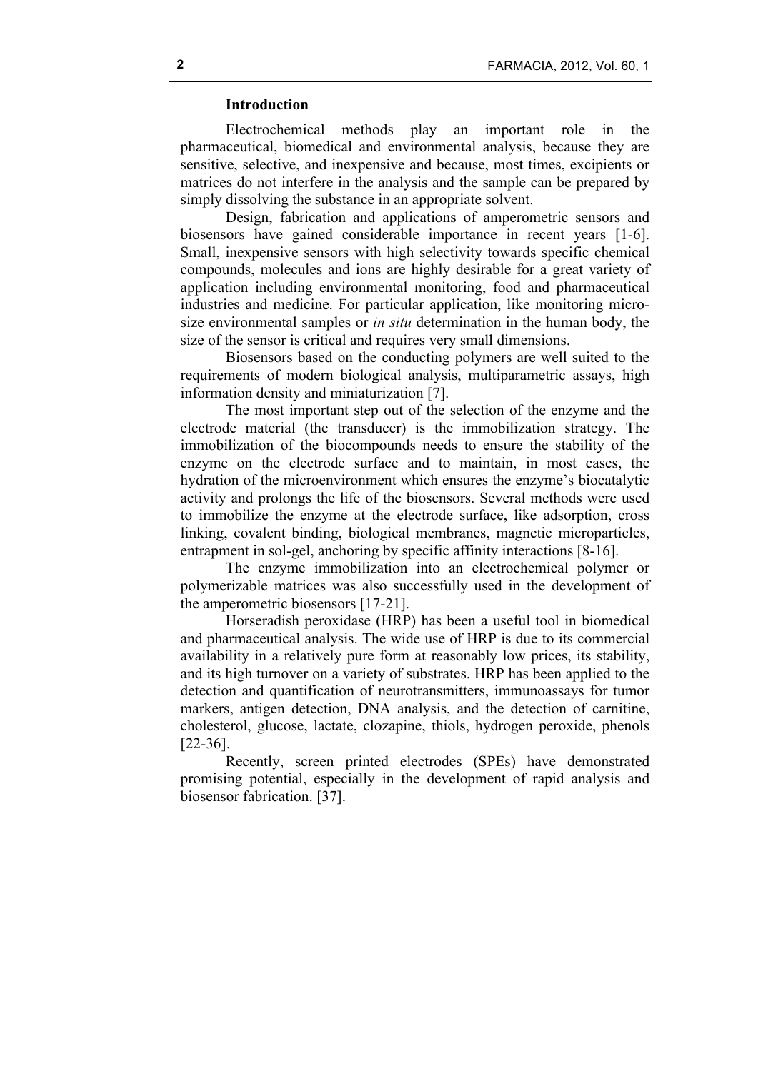## Introduction

Electrochemical methods play an important role in the pharmaceutical, biomedical and environmental analysis, because they are sensitive, selective, and inexpensive and because, most times, excipients or matrices do not interfere in the analysis and the sample can be prepared by simply dissolving the substance in an appropriate solvent.

Design, fabrication and applications of amperometric sensors and biosensors have gained considerable importance in recent years [1-6]. Small, inexpensive sensors with high selectivity towards specific chemical compounds, molecules and ions are highly desirable for a great variety of application including environmental monitoring, food and pharmaceutical industries and medicine. For particular application, like monitoring micro-size environmental samples or *in situ* determination in the human body, the size of the sensor is critical and requires very small dimensions.

Biosensors based on the conducting polymers are well suited to the requirements of modern biological analysis, multiparametric assays, high information density and miniaturization [7].

The most important step out of the selection of the enzyme and the electrode material (the transducer) is the immobilization strategy. The immobilization of the biocompounds needs to ensure the stability of the enzyme on the electrode surface and to maintain, in most cases, the hydration of the microenvironment which ensures the enzyme's biocatalytic activity and prolongs the life of the biosensors. Several methods were used to immobilize the enzyme at the electrode surface, like adsorption, cross linking, covalent binding, biological membranes, magnetic microparticles, entrapment in sol-gel, anchoring by specific affinity interactions [8-16].

The enzyme immobilization into an electrochemical polymer or polymerizable matrices was also successfully used in the development of the amperometric biosensors [17-21].

Horseradish peroxidase (HRP) has been a useful tool in biomedical and pharmaceutical analysis. The wide use of HRP is due to its commercial availability in a relatively pure form at reasonably low prices, its stability, and its high turnover on a variety of substrates. HRP has been applied to the detection and quantification of neurotransmitters, immunoassays for tumor markers, antigen detection, DNA analysis, and the detection of carnitine, cholesterol, glucose, lactate, clozapine, thiols, hydrogen peroxide, phenols [22-36].

Recently, screen printed electrodes (SPEs) have demonstrated promising potential, especially in the development of rapid analysis and biosensor fabrication. [37].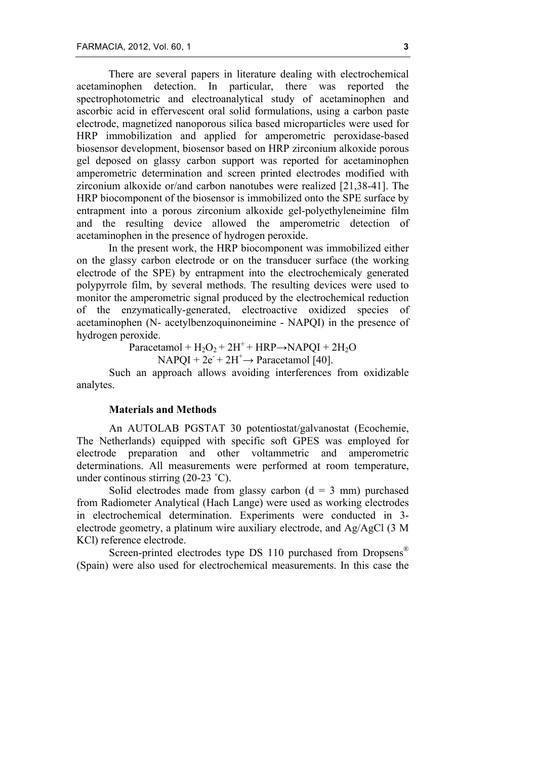There are several papers in literature dealing with electrochemical acetaminophen detection. In particular, there was reported the spectrophotometric and electroanalytical study of acetaminophen and ascorbic acid in effervescent oral solid formulations, using a carbon paste electrode, magnetized nanoporous silica based microparticles were used for HRP immobilization and applied for amperometric peroxidase-based biosensor development, biosensor based on HRP zirconium alkoxide porous gel deposed on glassy carbon support was reported for acetaminophen amperometric determination and screen printed electrodes modified with zirconium alkoxide or/and carbon nanotubes were realized [21,38-41]. The HRP biocomponent of the biosensor is immobilized onto the SPE surface by entrapment into a porous zirconium alkoxide gel-polyethyleneimine film and the resulting device allowed the amperometric detection of acetaminophen in the presence of hydrogen peroxide.

In the present work, the HRP biocomponent was immobilized either on the glassy carbon electrode or on the transducer surface (the working electrode of the SPE) by entrapment into the electrochemicaly generated polypyrrole film, by several methods. The resulting devices were used to monitor the amperometric signal produced by the electrochemical reduction of the enzymatically-generated, electroactive oxidized species of acetaminophen (N- acetylbenzoquinoneimine - NAPQI) in the presence of hydrogen peroxide.

$$\text{Paracetamol} + H_2O_2 + 2H^+ + \text{HRP} \rightarrow \text{NAPQI} + 2H_2O$$

$$\text{NAPQI} + 2e^- + 2H^+ \rightarrow \text{Paracetamol} \text{ [40].}$$

Such an approach allows avoiding interferences from oxidizable analytes.

## Materials and Methods

An AUTOLAB PGSTAT 30 potentiostat/galvanostat (Ecochemie, The Netherlands) equipped with specific soft GPES was employed for electrode preparation and other voltammetric and amperometric determinations. All measurements were performed at room temperature, under continous stirring (20-23 ˚C).

Solid electrodes made from glassy carbon (d = 3 mm) purchased from Radiometer Analytical (Hach Lange) were used as working electrodes in electrochemical determination. Experiments were conducted in 3-electrode geometry, a platinum wire auxiliary electrode, and Ag/AgCl (3 M KCl) reference electrode.

Screen-printed electrodes type DS 110 purchased from Dropsens® (Spain) were also used for electrochemical measurements. In this case the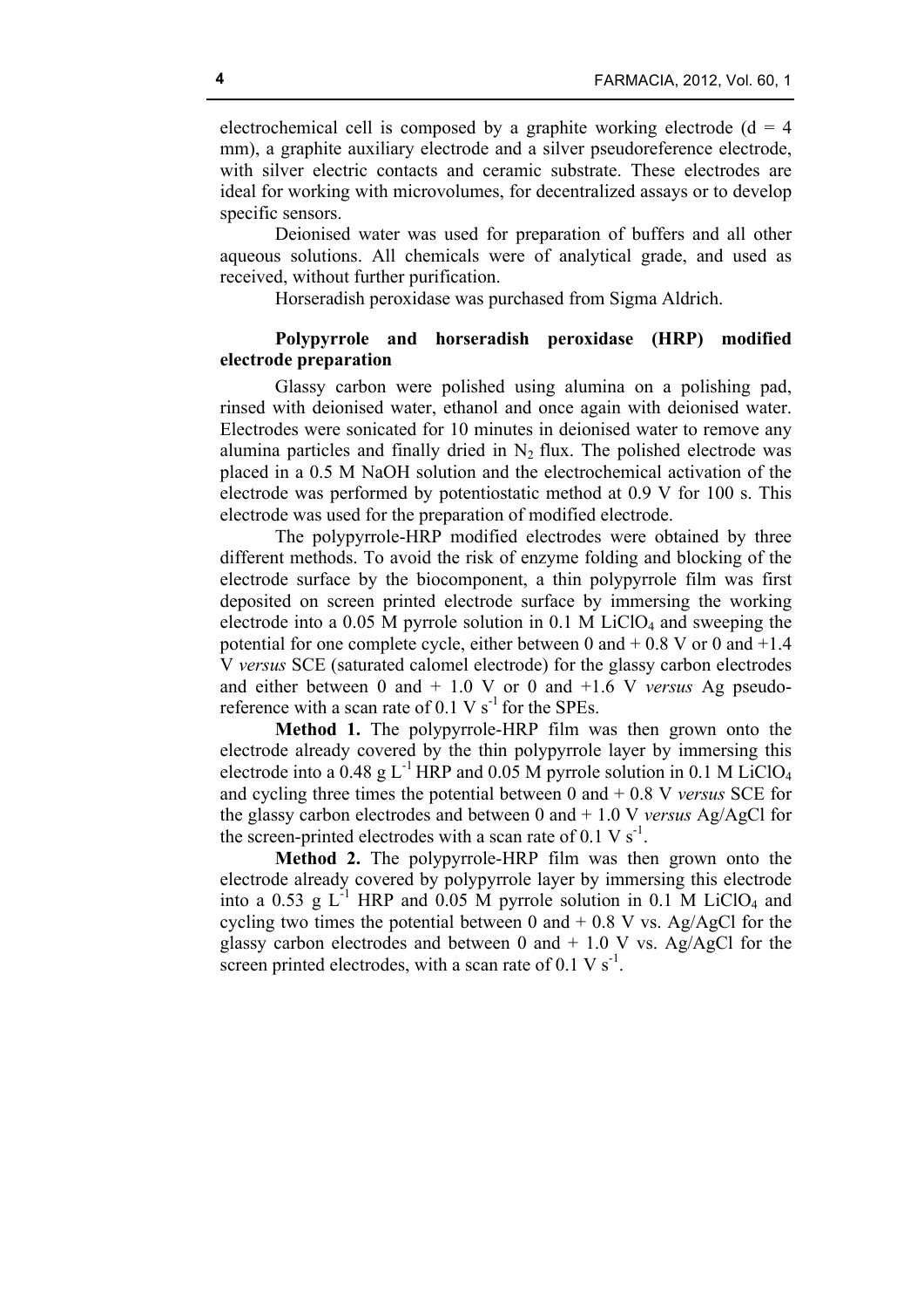electrochemical cell is composed by a graphite working electrode (d = 4 mm), a graphite auxiliary electrode and a silver pseudoreference electrode, with silver electric contacts and ceramic substrate. These electrodes are ideal for working with microvolumes, for decentralized assays or to develop specific sensors.

Deionised water was used for preparation of buffers and all other aqueous solutions. All chemicals were of analytical grade, and used as received, without further purification.

Horseradish peroxidase was purchased from Sigma Aldrich.

**Polypyrrole and horseradish peroxidase (HRP) modified electrode preparation**

Glassy carbon were polished using alumina on a polishing pad, rinsed with deionised water, ethanol and once again with deionised water. Electrodes were sonicated for 10 minutes in deionised water to remove any alumina particles and finally dried in $N_2$ flux. The polished electrode was placed in a 0.5 M NaOH solution and the electrochemical activation of the electrode was performed by potentiostatic method at 0.9 V for 100 s. This electrode was used for the preparation of modified electrode.

The polypyrrole-HRP modified electrodes were obtained by three different methods. To avoid the risk of enzyme folding and blocking of the electrode surface by the biocomponent, a thin polypyrrole film was first deposited on screen printed electrode surface by immersing the working electrode into a 0.05 M pyrrole solution in 0.1 M $LiClO_4$ and sweeping the potential for one complete cycle, either between 0 and + 0.8 V or 0 and +1.4 V *versus* SCE (saturated calomel electrode) for the glassy carbon electrodes and either between 0 and + 1.0 V or 0 and +1.6 V *versus* Ag pseudo-reference with a scan rate of 0.1 V $s^{-1}$ for the SPEs.

**Method 1.** The polypyrrole-HRP film was then grown onto the electrode already covered by the thin polypyrrole layer by immersing this electrode into a 0.48 g $L^{-1}$ HRP and 0.05 M pyrrole solution in 0.1 M $LiClO_4$ and cycling three times the potential between 0 and + 0.8 V *versus* SCE for the glassy carbon electrodes and between 0 and + 1.0 V *versus* Ag/AgCl for the screen-printed electrodes with a scan rate of 0.1 V $s^{-1}$.

**Method 2.** The polypyrrole-HRP film was then grown onto the electrode already covered by polypyrrole layer by immersing this electrode into a 0.53 g $L^{-1}$ HRP and 0.05 M pyrrole solution in 0.1 M $LiClO_4$ and cycling two times the potential between 0 and + 0.8 V vs. Ag/AgCl for the glassy carbon electrodes and between 0 and + 1.0 V vs. Ag/AgCl for the screen printed electrodes, with a scan rate of 0.1 V $s^{-1}$.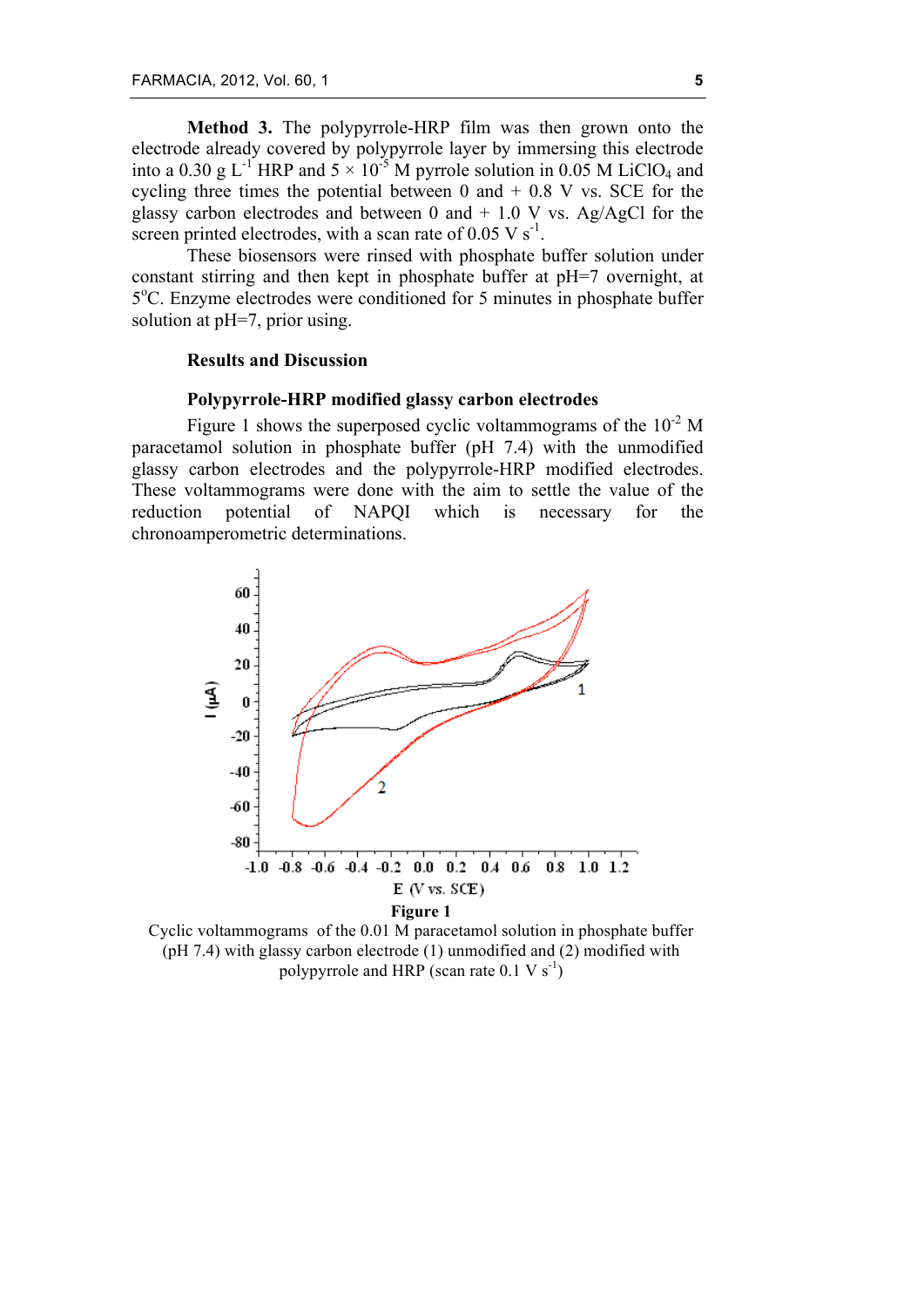**Method 3.** The polypyrrole-HRP film was then grown onto the electrode already covered by polypyrrole layer by immersing this electrode into a 0.30 g $L^{-1}$ HRP and $5 \times 10^{-5}$ M pyrrole solution in 0.05 M $LiClO_4$ and cycling three times the potential between 0 and + 0.8 V vs. SCE for the glassy carbon electrodes and between 0 and + 1.0 V vs. Ag/AgCl for the screen printed electrodes, with a scan rate of 0.05 V $s^{-1}$.

These biosensors were rinsed with phosphate buffer solution under constant stirring and then kept in phosphate buffer at pH=7 overnight, at 5°C. Enzyme electrodes were conditioned for 5 minutes in phosphate buffer solution at pH=7, prior using.

## Results and Discussion

### Polypyrrole-HRP modified glassy carbon electrodes

Figure 1 shows the superposed cyclic voltammograms of the $10^{-2}$ M paracetamol solution in phosphate buffer (pH 7.4) with the unmodified glassy carbon electrodes and the polypyrrole-HRP modified electrodes. These voltammograms were done with the aim to settle the value of the reduction potential of NAPQI which is necessary for the chronoamperometric determinations.

**Figure 1**

Cyclic voltammograms of the 0.01 M paracetamol solution in phosphate buffer (pH 7.4) with glassy carbon electrode (1) unmodified and (2) modified with polypyrrole and HRP (scan rate 0.1 V $s^{-1}$)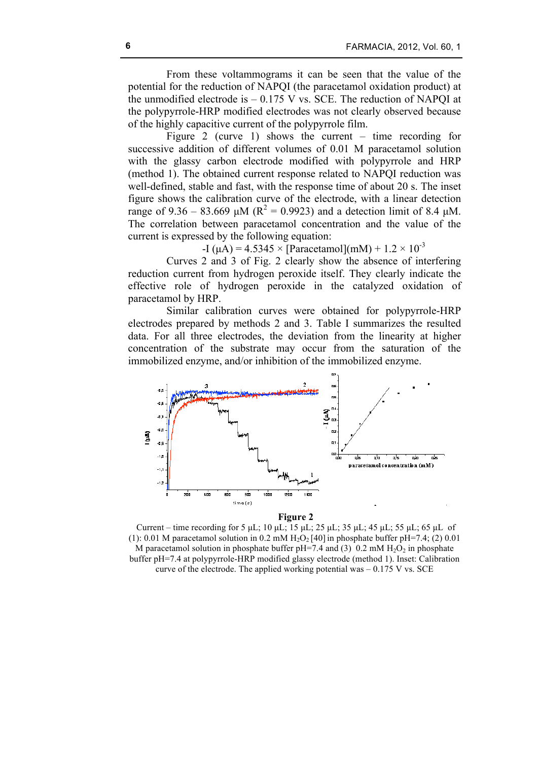From these voltammograms it can be seen that the value of the potential for the reduction of NAPQI (the paracetamol oxidation product) at the unmodified electrode is – 0.175 V vs. SCE. The reduction of NAPQI at the polypyrrole-HRP modified electrodes was not clearly observed because of the highly capacitive current of the polypyrrole film.

Figure 2 (curve 1) shows the current – time recording for successive addition of different volumes of 0.01 M paracetamol solution with the glassy carbon electrode modified with polypyrrole and HRP (method 1). The obtained current response related to NAPQI reduction was well-defined, stable and fast, with the response time of about 20 s. The inset figure shows the calibration curve of the electrode, with a linear detection range of 9.36 – 83.669 μM ($R^2 = 0.9923$) and a detection limit of 8.4 μM. The correlation between paracetamol concentration and the value of the current is expressed by the following equation:

$$-I\ (\mu A) = 4.5345 \times [\text{Paracetamol}](\text{mM}) + 1.2 \times 10^{-3}$$

Curves 2 and 3 of Fig. 2 clearly show the absence of interfering reduction current from hydrogen peroxide itself. They clearly indicate the effective role of hydrogen peroxide in the catalyzed oxidation of paracetamol by HRP.

Similar calibration curves were obtained for polypyrrole-HRP electrodes prepared by methods 2 and 3. Table I summarizes the resulted data. For all three electrodes, the deviation from the linearity at higher concentration of the substrate may occur from the saturation of the immobilized enzyme, and/or inhibition of the immobilized enzyme.

**Figure 2**

Current – time recording for 5 μL; 10 μL; 15 μL; 25 μL; 35 μL; 45 μL; 55 μL; 65 μL of (1): 0.01 M paracetamol solution in 0.2 mM $H_2O_2$ [40] in phosphate buffer pH=7.4; (2) 0.01 M paracetamol solution in phosphate buffer pH=7.4 and (3) 0.2 mM $H_2O_2$ in phosphate buffer pH=7.4 at polypyrrole-HRP modified glassy electrode (method 1). Inset: Calibration curve of the electrode. The applied working potential was – 0.175 V vs. SCE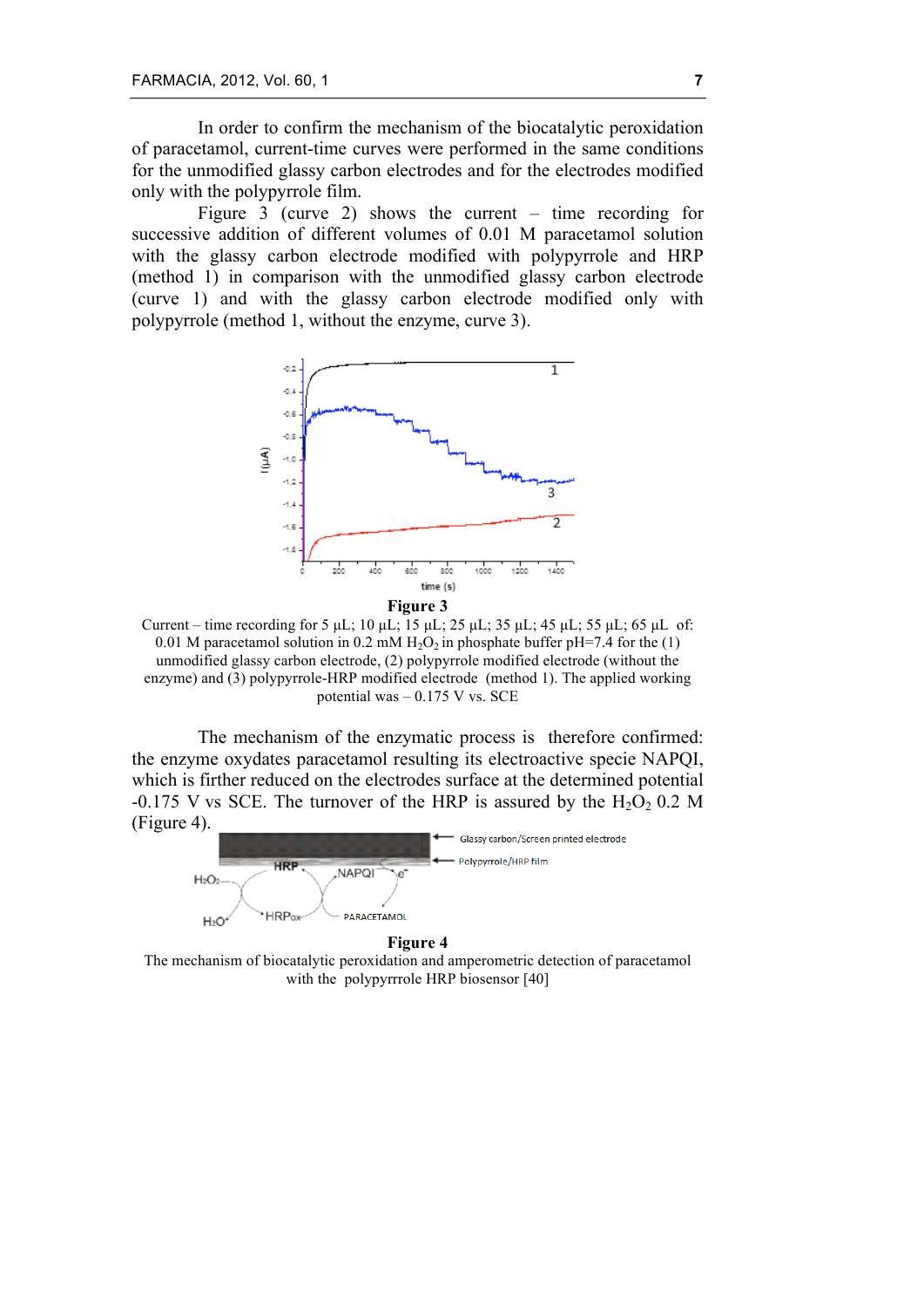In order to confirm the mechanism of the biocatalytic peroxidation of paracetamol, current-time curves were performed in the same conditions for the unmodified glassy carbon electrodes and for the electrodes modified only with the polypyrrole film.

Figure 3 (curve 2) shows the current – time recording for successive addition of different volumes of 0.01 M paracetamol solution with the glassy carbon electrode modified with polypyrrole and HRP (method 1) in comparison with the unmodified glassy carbon electrode (curve 1) and with the glassy carbon electrode modified only with polypyrrole (method 1, without the enzyme, curve 3).

**Figure 3**

Current – time recording for 5 µL; 10 µL; 15 µL; 25 µL; 35 µL; 45 µL; 55 µL; 65 µL of: 0.01 M paracetamol solution in 0.2 mM $H_2O_2$ in phosphate buffer pH=7.4 for the (1) unmodified glassy carbon electrode, (2) polypyrrole modified electrode (without the enzyme) and (3) polypyrrole-HRP modified electrode (method 1). The applied working potential was – 0.175 V vs. SCE

The mechanism of the enzymatic process is therefore confirmed: the enzyme oxydates paracetamol resulting its electroactive specie NAPQI, which is firther reduced on the electrodes surface at the determined potential -0.175 V vs SCE. The turnover of the HRP is assured by the $H_2O_2$ 0.2 M (Figure 4).

**Figure 4**

The mechanism of biocatalytic peroxidation and amperometric detection of paracetamol with the polypyrrrole HRP biosensor [40]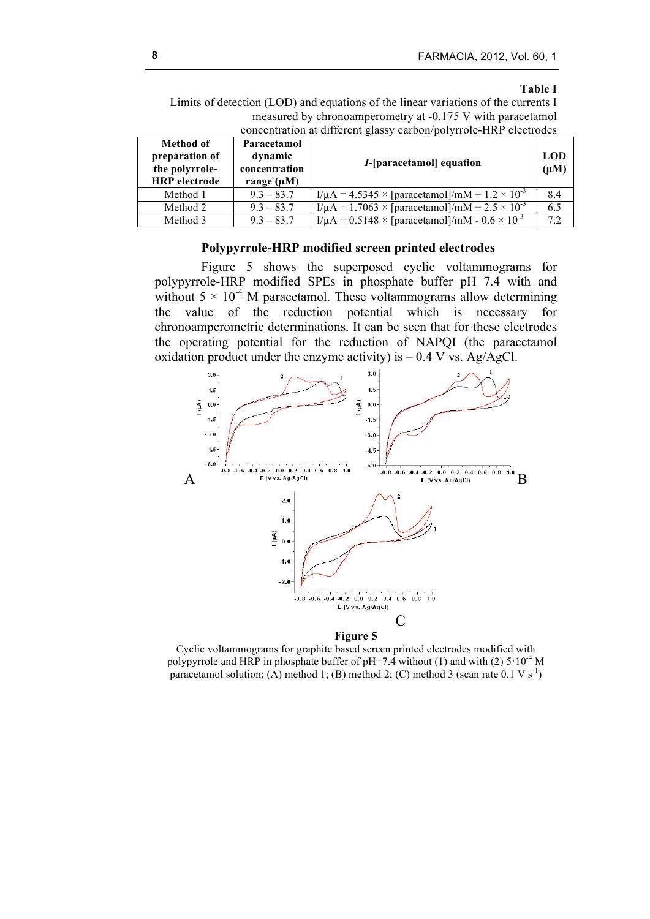**Table I**

Limits of detection (LOD) and equations of the linear variations of the currents I measured by chronoamperometry at -0.175 V with paracetamol concentration at different glassy carbon/polyrrole-HRP electrodes

| Method of preparation of the polyrrole-HRP electrode | Paracetamol dynamic concentration range (μM) | *I*-[paracetamol] equation | LOD (μM) |
|---|---|---|---|
| Method 1 | 9.3 – 83.7 | $I/\mu A = 4.5345 \times [paracetamol]/mM + 1.2 \times 10^{-3}$ | 8.4 |
| Method 2 | 9.3 – 83.7 | $I/\mu A = 1.7063 \times [paracetamol]/mM + 2.5 \times 10^{-3}$ | 6.5 |
| Method 3 | 9.3 – 83.7 | $I/\mu A = 0.5148 \times [paracetamol]/mM - 0.6 \times 10^{-3}$ | 7.2 |

### Polypyrrole-HRP modified screen printed electrodes

Figure 5 shows the superposed cyclic voltammograms for polypyrrole-HRP modified SPEs in phosphate buffer pH 7.4 with and without $5 \times 10^{-4}$ M paracetamol. These voltammograms allow determining the value of the reduction potential which is necessary for chronoamperometric determinations. It can be seen that for these electrodes the operating potential for the reduction of NAPQI (the paracetamol oxidation product under the enzyme activity) is – 0.4 V vs. Ag/AgCl.

**Figure 5**

Cyclic voltammograms for graphite based screen printed electrodes modified with polypyrrole and HRP in phosphate buffer of pH=7.4 without (1) and with (2) $5 \cdot 10^{-4}$ M paracetamol solution; (A) method 1; (B) method 2; (C) method 3 (scan rate 0.1 V $s^{-1}$)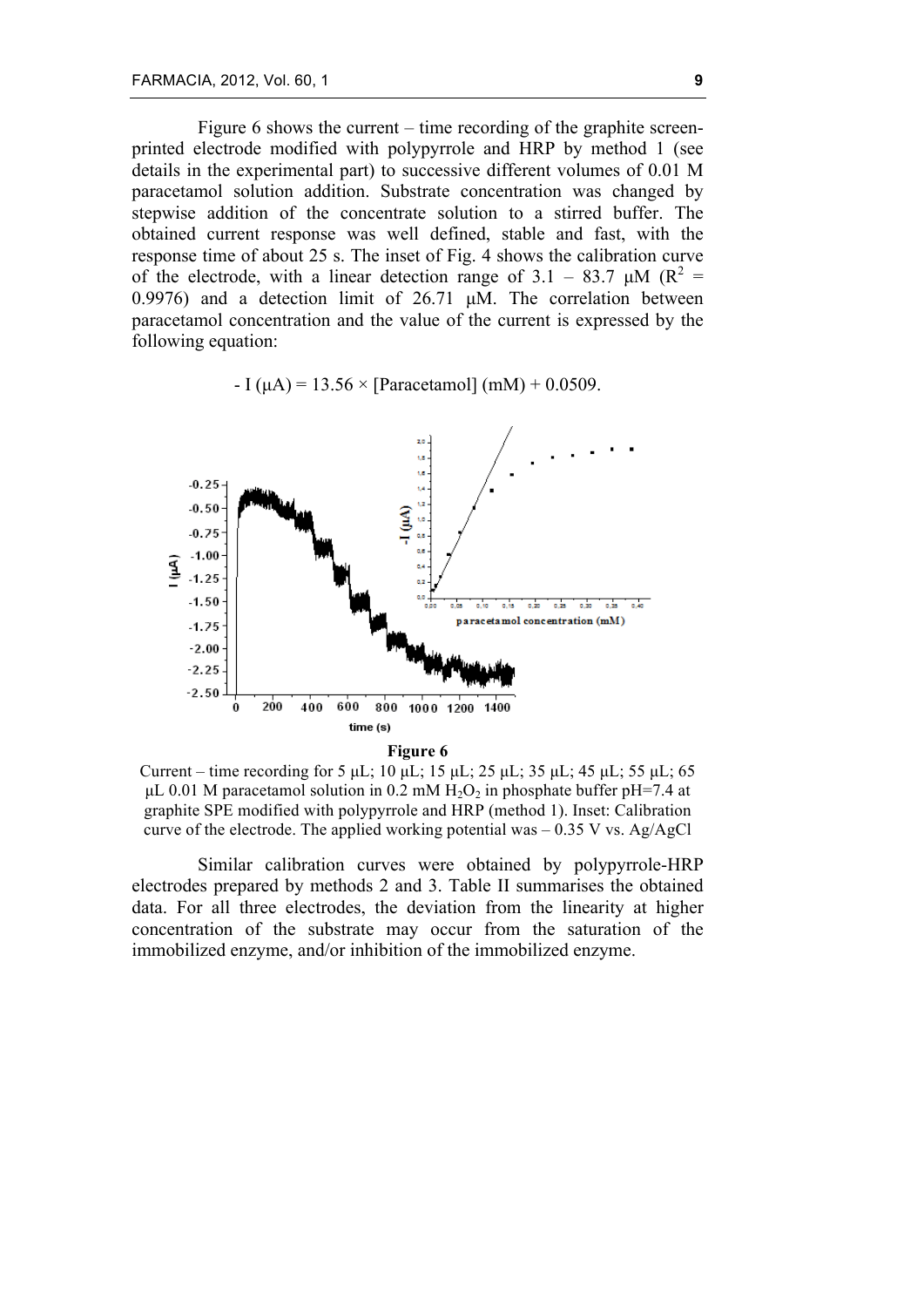Figure 6 shows the current – time recording of the graphite screen-printed electrode modified with polypyrrole and HRP by method 1 (see details in the experimental part) to successive different volumes of 0.01 M paracetamol solution addition. Substrate concentration was changed by stepwise addition of the concentrate solution to a stirred buffer. The obtained current response was well defined, stable and fast, with the response time of about 25 s. The inset of Fig. 4 shows the calibration curve of the electrode, with a linear detection range of 3.1 – 83.7 μM ($R^2$ = 0.9976) and a detection limit of 26.71 μM. The correlation between paracetamol concentration and the value of the current is expressed by the following equation:

$$- I\ (\mu A) = 13.56 \times [Paracetamol]\ (mM) + 0.0509.$$

**Figure 6**

Current – time recording for 5 μL; 10 μL; 15 μL; 25 μL; 35 μL; 45 μL; 55 μL; 65 μL 0.01 M paracetamol solution in 0.2 mM $H_2O_2$ in phosphate buffer pH=7.4 at graphite SPE modified with polypyrrole and HRP (method 1). Inset: Calibration curve of the electrode. The applied working potential was – 0.35 V vs. Ag/AgCl

Similar calibration curves were obtained by polypyrrole-HRP electrodes prepared by methods 2 and 3. Table II summarises the obtained data. For all three electrodes, the deviation from the linearity at higher concentration of the substrate may occur from the saturation of the immobilized enzyme, and/or inhibition of the immobilized enzyme.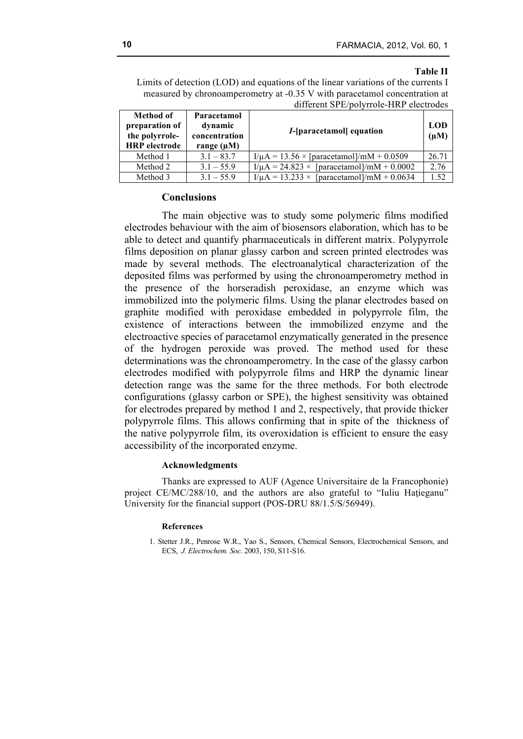**Table II**

Limits of detection (LOD) and equations of the linear variations of the currents I measured by chronoamperometry at -0.35 V with paracetamol concentration at different SPE/polyrrole-HRP electrodes

| Method of preparation of the polyrrole-HRP electrode | Paracetamol dynamic concentration range (μM) | *I*-[paracetamol] equation | LOD (μM) |
|---|---|---|---|
| Method 1 | 3.1 – 83.7 | I/μA = 13.56 × [paracetamol]/mM + 0.0509 | 26.71 |
| Method 2 | 3.1 – 55.9 | I/μA = 24.823 × [paracetamol]/mM + 0.0002 | 2.76 |
| Method 3 | 3.1 – 55.9 | I/μA = 13.233 × [paracetamol]/mM + 0.0634 | 1.52 |

## Conclusions

The main objective was to study some polymeric films modified electrodes behaviour with the aim of biosensors elaboration, which has to be able to detect and quantify pharmaceuticals in different matrix. Polypyrrole films deposition on planar glassy carbon and screen printed electrodes was made by several methods. The electroanalytical characterization of the deposited films was performed by using the chronoamperometry method in the presence of the horseradish peroxidase, an enzyme which was immobilized into the polymeric films. Using the planar electrodes based on graphite modified with peroxidase embedded in polypyrrole film, the existence of interactions between the immobilized enzyme and the electroactive species of paracetamol enzymatically generated in the presence of the hydrogen peroxide was proved. The method used for these determinations was the chronoamperometry. In the case of the glassy carbon electrodes modified with polypyrrole films and HRP the dynamic linear detection range was the same for the three methods. For both electrode configurations (glassy carbon or SPE), the highest sensitivity was obtained for electrodes prepared by method 1 and 2, respectively, that provide thicker polypyrrole films. This allows confirming that in spite of the thickness of the native polypyrrole film, its overoxidation is efficient to ensure the easy accessibility of the incorporated enzyme.

### Acknowledgments

Thanks are expressed to AUF (Agence Universitaire de la Francophonie) project CE/MC/288/10, and the authors are also grateful to "Iuliu Hațieganu" University for the financial support (POS-DRU 88/1.5/S/56949).

### References

1. Stetter J.R., Penrose W.R., Yao S., Sensors, Chemical Sensors, Electrochemical Sensors, and ECS, *J. Electrochem. Soc*. 2003, 150, S11-S16.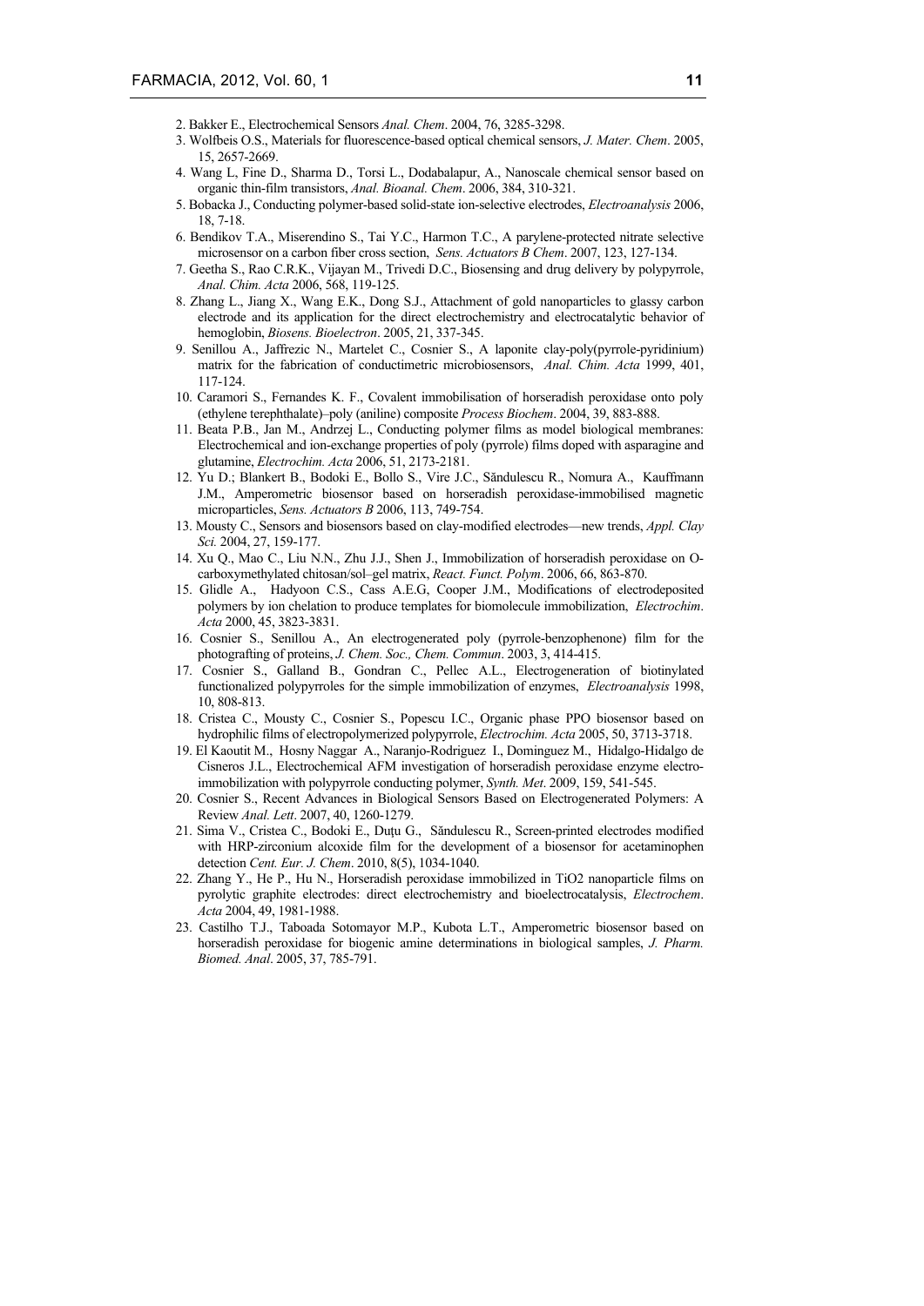2. Bakker E., Electrochemical Sensors *Anal. Chem*. 2004, 76, 3285-3298.
3. Wolfbeis O.S., Materials for fluorescence-based optical chemical sensors, *J. Mater. Chem*. 2005, 15, 2657-2669.
4. Wang L, Fine D., Sharma D., Torsi L., Dodabalapur, A., Nanoscale chemical sensor based on organic thin-film transistors, *Anal. Bioanal. Chem*. 2006, 384, 310-321.
5. Bobacka J., Conducting polymer-based solid-state ion-selective electrodes, *Electroanalysis* 2006, 18, 7-18.
6. Bendikov T.A., Miserendino S., Tai Y.C., Harmon T.C., A parylene-protected nitrate selective microsensor on a carbon fiber cross section, *Sens. Actuators B Chem*. 2007, 123, 127-134.
7. Geetha S., Rao C.R.K., Vijayan M., Trivedi D.C., Biosensing and drug delivery by polypyrrole, *Anal. Chim. Acta* 2006, 568, 119-125.
8. Zhang L., Jiang X., Wang E.K., Dong S.J., Attachment of gold nanoparticles to glassy carbon electrode and its application for the direct electrochemistry and electrocatalytic behavior of hemoglobin, *Biosens. Bioelectron*. 2005, 21, 337-345.
9. Senillou A., Jaffrezic N., Martelet C., Cosnier S., A laponite clay-poly(pyrrole-pyridinium) matrix for the fabrication of conductimetric microbiosensors, *Anal. Chim. Acta* 1999, 401, 117-124.
10. Caramori S., Fernandes K. F., Covalent immobilisation of horseradish peroxidase onto poly (ethylene terephthalate)–poly (aniline) composite *Process Biochem*. 2004, 39, 883-888.
11. Beata P.B., Jan M., Andrzej L., Conducting polymer films as model biological membranes: Electrochemical and ion-exchange properties of poly (pyrrole) films doped with asparagine and glutamine, *Electrochim. Acta* 2006, 51, 2173-2181.
12. Yu D.; Blankert B., Bodoki E., Bollo S., Vire J.C., Săndulescu R., Nomura A., Kauffmann J.M., Amperometric biosensor based on horseradish peroxidase-immobilised magnetic microparticles, *Sens. Actuators B* 2006, 113, 749-754.
13. Mousty C., Sensors and biosensors based on clay-modified electrodes—new trends, *Appl. Clay Sci.* 2004, 27, 159-177.
14. Xu Q., Mao C., Liu N.N., Zhu J.J., Shen J., Immobilization of horseradish peroxidase on O-carboxymethylated chitosan/sol–gel matrix, *React. Funct. Polym*. 2006, 66, 863-870.
15. Glidle A., Hadyoon C.S., Cass A.E.G, Cooper J.M., Modifications of electrodeposited polymers by ion chelation to produce templates for biomolecule immobilization, *Electrochim. Acta* 2000, 45, 3823-3831.
16. Cosnier S., Senillou A., An electrogenerated poly (pyrrole-benzophenone) film for the photografting of proteins, *J. Chem. Soc., Chem. Commun*. 2003, 3, 414-415.
17. Cosnier S., Galland B., Gondran C., Pellec A.L., Electrogeneration of biotinylated functionalized polypyrroles for the simple immobilization of enzymes, *Electroanalysis* 1998, 10, 808-813.
18. Cristea C., Mousty C., Cosnier S., Popescu I.C., Organic phase PPO biosensor based on hydrophilic films of electropolymerized polypyrrole, *Electrochim. Acta* 2005, 50, 3713-3718.
19. El Kaoutit M., Hosny Naggar A., Naranjo-Rodriguez I., Dominguez M., Hidalgo-Hidalgo de Cisneros J.L., Electrochemical AFM investigation of horseradish peroxidase enzyme electro-immobilization with polypyrrole conducting polymer, *Synth. Met*. 2009, 159, 541-545.
20. Cosnier S., Recent Advances in Biological Sensors Based on Electrogenerated Polymers: A Review *Anal. Lett*. 2007, 40, 1260-1279.
21. Sima V., Cristea C., Bodoki E., Duțu G., Săndulescu R., Screen-printed electrodes modified with HRP-zirconium alcoxide film for the development of a biosensor for acetaminophen detection *Cent. Eur. J. Chem*. 2010, 8(5), 1034-1040.
22. Zhang Y., He P., Hu N., Horseradish peroxidase immobilized in TiO2 nanoparticle films on pyrolytic graphite electrodes: direct electrochemistry and bioelectrocatalysis, *Electrochem. Acta* 2004, 49, 1981-1988.
23. Castilho T.J., Taboada Sotomayor M.P., Kubota L.T., Amperometric biosensor based on horseradish peroxidase for biogenic amine determinations in biological samples, *J. Pharm. Biomed. Anal*. 2005, 37, 785-791.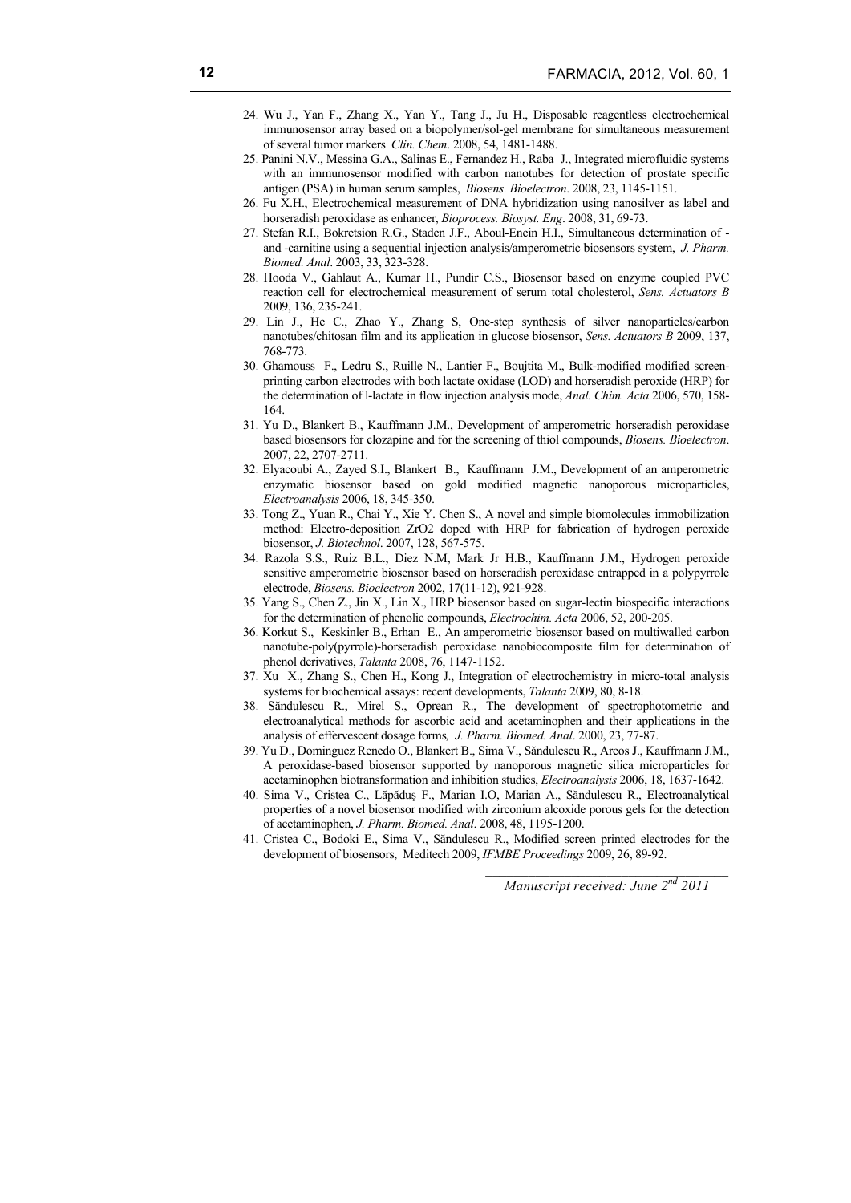24. Wu J., Yan F., Zhang X., Yan Y., Tang J., Ju H., Disposable reagentless electrochemical immunosensor array based on a biopolymer/sol-gel membrane for simultaneous measurement of several tumor markers *Clin. Chem*. 2008, 54, 1481-1488.
25. Panini N.V., Messina G.A., Salinas E., Fernandez H., Raba J., Integrated microfluidic systems with an immunosensor modified with carbon nanotubes for detection of prostate specific antigen (PSA) in human serum samples, *Biosens. Bioelectron*. 2008, 23, 1145-1151.
26. Fu X.H., Electrochemical measurement of DNA hybridization using nanosilver as label and horseradish peroxidase as enhancer, *Bioprocess. Biosyst. Eng*. 2008, 31, 69-73.
27. Stefan R.I., Bokretsion R.G., Staden J.F., Aboul-Enein H.I., Simultaneous determination of - and -carnitine using a sequential injection analysis/amperometric biosensors system, *J. Pharm. Biomed. Anal*. 2003, 33, 323-328.
28. Hooda V., Gahlaut A., Kumar H., Pundir C.S., Biosensor based on enzyme coupled PVC reaction cell for electrochemical measurement of serum total cholesterol, *Sens. Actuators B* 2009, 136, 235-241.
29. Lin J., He C., Zhao Y., Zhang S, One-step synthesis of silver nanoparticles/carbon nanotubes/chitosan film and its application in glucose biosensor, *Sens. Actuators B* 2009, 137, 768-773.
30. Ghamouss F., Ledru S., Ruille N., Lantier F., Boujtita M., Bulk-modified modified screen-printing carbon electrodes with both lactate oxidase (LOD) and horseradish peroxide (HRP) for the determination of l-lactate in flow injection analysis mode, *Anal. Chim. Acta* 2006, 570, 158-164.
31. Yu D., Blankert B., Kauffmann J.M., Development of amperometric horseradish peroxidase based biosensors for clozapine and for the screening of thiol compounds, *Biosens. Bioelectron*. 2007, 22, 2707-2711.
32. Elyacoubi A., Zayed S.I., Blankert B., Kauffmann J.M., Development of an amperometric enzymatic biosensor based on gold modified magnetic nanoporous microparticles, *Electroanalysis* 2006, 18, 345-350.
33. Tong Z., Yuan R., Chai Y., Xie Y. Chen S., A novel and simple biomolecules immobilization method: Electro-deposition ZrO2 doped with HRP for fabrication of hydrogen peroxide biosensor, *J. Biotechnol*. 2007, 128, 567-575.
34. Razola S.S., Ruiz B.L., Diez N.M, Mark Jr H.B., Kauffmann J.M., Hydrogen peroxide sensitive amperometric biosensor based on horseradish peroxidase entrapped in a polypyrrole electrode, *Biosens. Bioelectron* 2002, 17(11-12), 921-928.
35. Yang S., Chen Z., Jin X., Lin X., HRP biosensor based on sugar-lectin biospecific interactions for the determination of phenolic compounds, *Electrochim. Acta* 2006, 52, 200-205.
36. Korkut S., Keskinler B., Erhan E., An amperometric biosensor based on multiwalled carbon nanotube-poly(pyrrole)-horseradish peroxidase nanobiocomposite film for determination of phenol derivatives, *Talanta* 2008, 76, 1147-1152.
37. Xu X., Zhang S., Chen H., Kong J., Integration of electrochemistry in micro-total analysis systems for biochemical assays: recent developments, *Talanta* 2009, 80, 8-18.
38. Săndulescu R., Mirel S., Oprean R., The development of spectrophotometric and electroanalytical methods for ascorbic acid and acetaminophen and their applications in the analysis of effervescent dosage forms*, J. Pharm. Biomed. Anal*. 2000, 23, 77-87.
39. Yu D., Dominguez Renedo O., Blankert B., Sima V., Săndulescu R., Arcos J., Kauffmann J.M., A peroxidase-based biosensor supported by nanoporous magnetic silica microparticles for acetaminophen biotransformation and inhibition studies, *Electroanalysis* 2006, 18, 1637-1642.
40. Sima V., Cristea C., Lăpăduş F., Marian I.O, Marian A., Săndulescu R., Electroanalytical properties of a novel biosensor modified with zirconium alcoxide porous gels for the detection of acetaminophen, *J. Pharm. Biomed. Anal*. 2008, 48, 1195-1200.
41. Cristea C., Bodoki E., Sima V., Săndulescu R., Modified screen printed electrodes for the development of biosensors, Meditech 2009, *IFMBE Proceedings* 2009, 26, 89-92.

*Manuscript received: June 2nd 2011*